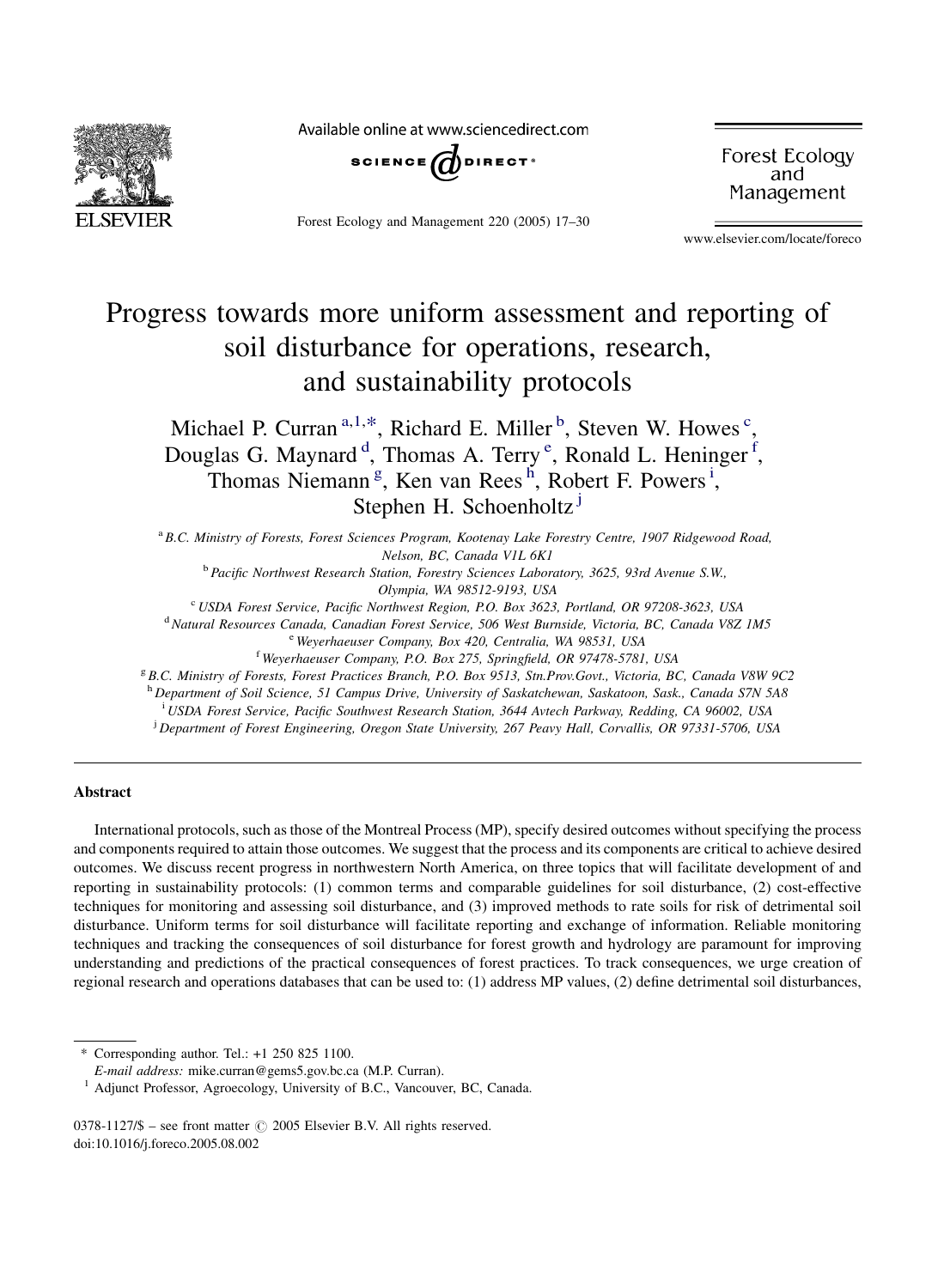# Progress towards more uniform assessment and reporting of soil disturbance for operations, research, and sustainability protocols

Michael P. Curran [a,1,*], Richard E. Miller [b], Steven W. Howes [c], Douglas G. Maynard [d], Thomas A. Terry [e], Ronald L. Heninger [f], Thomas Niemann [g], Ken van Rees [h], Robert F. Powers [i], Stephen H. Schoenholtz [j]

[a] *B.C. Ministry of Forests, Forest Sciences Program, Kootenay Lake Forestry Centre, 1907 Ridgewood Road, Nelson, BC, Canada V1L 6K1*

[b] *Pacific Northwest Research Station, Forestry Sciences Laboratory, 3625, 93rd Avenue S.W., Olympia, WA 98512-9193, USA*

[c] *USDA Forest Service, Pacific Northwest Region, P.O. Box 3623, Portland, OR 97208-3623, USA*

[d] *Natural Resources Canada, Canadian Forest Service, 506 West Burnside, Victoria, BC, Canada V8Z 1M5*

[e] *Weyerhaeuser Company, Box 420, Centralia, WA 98531, USA*

[f] *Weyerhaeuser Company, P.O. Box 275, Springfield, OR 97478-5781, USA*

[g] *B.C. Ministry of Forests, Forest Practices Branch, P.O. Box 9513, Stn.Prov.Govt., Victoria, BC, Canada V8W 9C2*

[h] *Department of Soil Science, 51 Campus Drive, University of Saskatchewan, Saskatoon, Sask., Canada S7N 5A8*

[i] *USDA Forest Service, Pacific Southwest Research Station, 3644 Avtech Parkway, Redding, CA 96002, USA*

[j] *Department of Forest Engineering, Oregon State University, 267 Peavy Hall, Corvallis, OR 97331-5706, USA*

## Abstract

International protocols, such as those of the Montreal Process (MP), specify desired outcomes without specifying the process and components required to attain those outcomes. We suggest that the process and its components are critical to achieve desired outcomes. We discuss recent progress in northwestern North America, on three topics that will facilitate development of and reporting in sustainability protocols: (1) common terms and comparable guidelines for soil disturbance, (2) cost-effective techniques for monitoring and assessing soil disturbance, and (3) improved methods to rate soils for risk of detrimental soil disturbance. Uniform terms for soil disturbance will facilitate reporting and exchange of information. Reliable monitoring techniques and tracking the consequences of soil disturbance for forest growth and hydrology are paramount for improving understanding and predictions of the practical consequences of forest practices. To track consequences, we urge creation of regional research and operations databases that can be used to: (1) address MP values, (2) define detrimental soil disturbances,

\* Corresponding author. Tel.: +1 250 825 1100.
*E-mail address:* mike.curran@gems5.gov.bc.ca (M.P. Curran).

[1] Adjunct Professor, Agroecology, University of B.C., Vancouver, BC, Canada.

0378-1127/$ – see front matter © 2005 Elsevier B.V. All rights reserved.
doi:10.1016/j.foreco.2005.08.002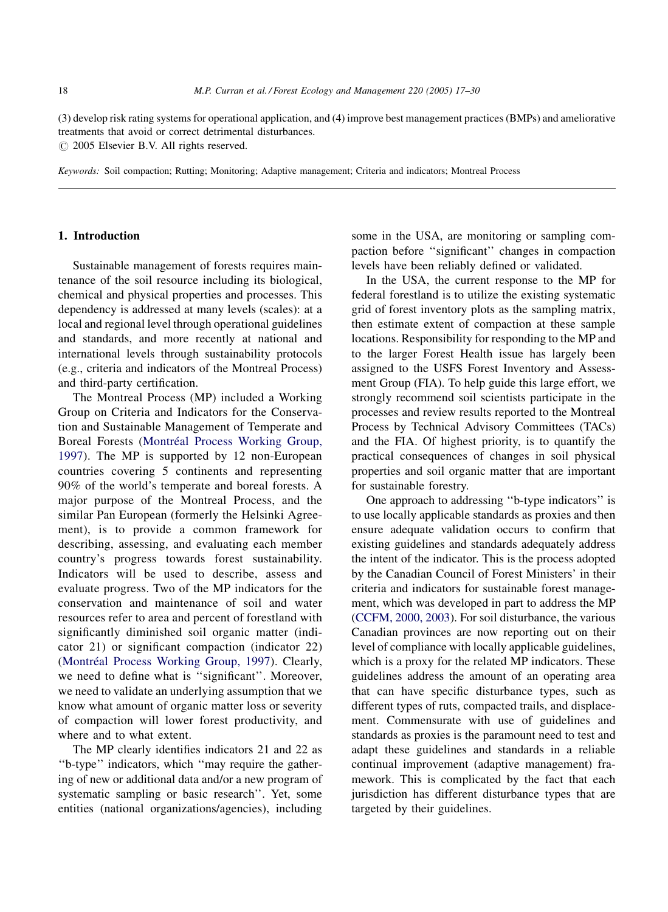(3) develop risk rating systems for operational application, and (4) improve best management practices (BMPs) and ameliorative treatments that avoid or correct detrimental disturbances.
© 2005 Elsevier B.V. All rights reserved.

*Keywords:* Soil compaction; Rutting; Monitoring; Adaptive management; Criteria and indicators; Montreal Process

## 1. Introduction

Sustainable management of forests requires maintenance of the soil resource including its biological, chemical and physical properties and processes. This dependency is addressed at many levels (scales): at a local and regional level through operational guidelines and standards, and more recently at national and international levels through sustainability protocols (e.g., criteria and indicators of the Montreal Process) and third-party certification.

The Montreal Process (MP) included a Working Group on Criteria and Indicators for the Conservation and Sustainable Management of Temperate and Boreal Forests (Montréal Process Working Group, 1997). The MP is supported by 12 non-European countries covering 5 continents and representing 90% of the world's temperate and boreal forests. A major purpose of the Montreal Process, and the similar Pan European (formerly the Helsinki Agreement), is to provide a common framework for describing, assessing, and evaluating each member country's progress towards forest sustainability. Indicators will be used to describe, assess and evaluate progress. Two of the MP indicators for the conservation and maintenance of soil and water resources refer to area and percent of forestland with significantly diminished soil organic matter (indicator 21) or significant compaction (indicator 22) (Montréal Process Working Group, 1997). Clearly, we need to define what is ''significant''. Moreover, we need to validate an underlying assumption that we know what amount of organic matter loss or severity of compaction will lower forest productivity, and where and to what extent.

The MP clearly identifies indicators 21 and 22 as ''b-type'' indicators, which ''may require the gathering of new or additional data and/or a new program of systematic sampling or basic research''. Yet, some entities (national organizations/agencies), including some in the USA, are monitoring or sampling compaction before ''significant'' changes in compaction levels have been reliably defined or validated.

In the USA, the current response to the MP for federal forestland is to utilize the existing systematic grid of forest inventory plots as the sampling matrix, then estimate extent of compaction at these sample locations. Responsibility for responding to the MP and to the larger Forest Health issue has largely been assigned to the USFS Forest Inventory and Assessment Group (FIA). To help guide this large effort, we strongly recommend soil scientists participate in the processes and review results reported to the Montreal Process by Technical Advisory Committees (TACs) and the FIA. Of highest priority, is to quantify the practical consequences of changes in soil physical properties and soil organic matter that are important for sustainable forestry.

One approach to addressing ''b-type indicators'' is to use locally applicable standards as proxies and then ensure adequate validation occurs to confirm that existing guidelines and standards adequately address the intent of the indicator. This is the process adopted by the Canadian Council of Forest Ministers' in their criteria and indicators for sustainable forest management, which was developed in part to address the MP (CCFM, 2000, 2003). For soil disturbance, the various Canadian provinces are now reporting out on their level of compliance with locally applicable guidelines, which is a proxy for the related MP indicators. These guidelines address the amount of an operating area that can have specific disturbance types, such as different types of ruts, compacted trails, and displacement. Commensurate with use of guidelines and standards as proxies is the paramount need to test and adapt these guidelines and standards in a reliable continual improvement (adaptive management) framework. This is complicated by the fact that each jurisdiction has different disturbance types that are targeted by their guidelines.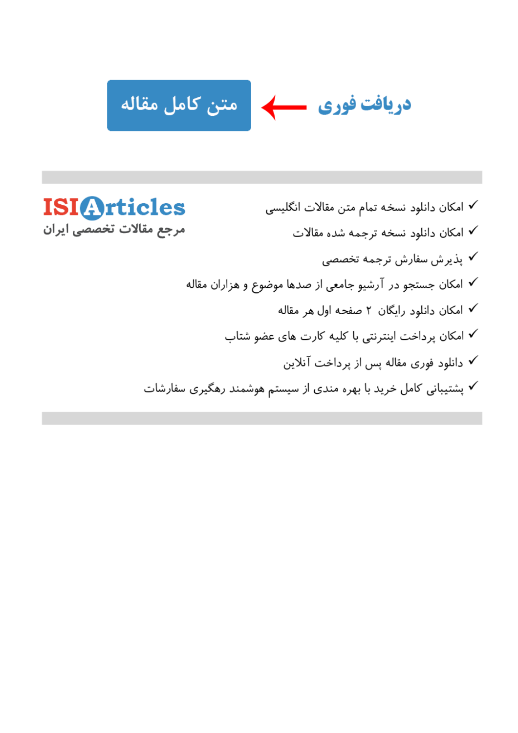دریافت فوری ← **متن کامل مقاله**

**ISIArticles**
مرجع مقالات تخصصی ایران

- ✓ امکان دانلود نسخه تمام متن مقالات انگلیسی
- ✓ امکان دانلود نسخه ترجمه شده مقالات
- ✓ پذیرش سفارش ترجمه تخصصی
- ✓ امکان جستجو در آرشیو جامعی از صدها موضوع و هزاران مقاله
- ✓ امکان دانلود رایگان ۲ صفحه اول هر مقاله
- ✓ امکان پرداخت اینترنتی با کلیه کارت های عضو شتاب
- ✓ دانلود فوری مقاله پس از پرداخت آنلاین
- ✓ پشتیبانی کامل خرید با بهره مندی از سیستم هوشمند رهگیری سفارشات